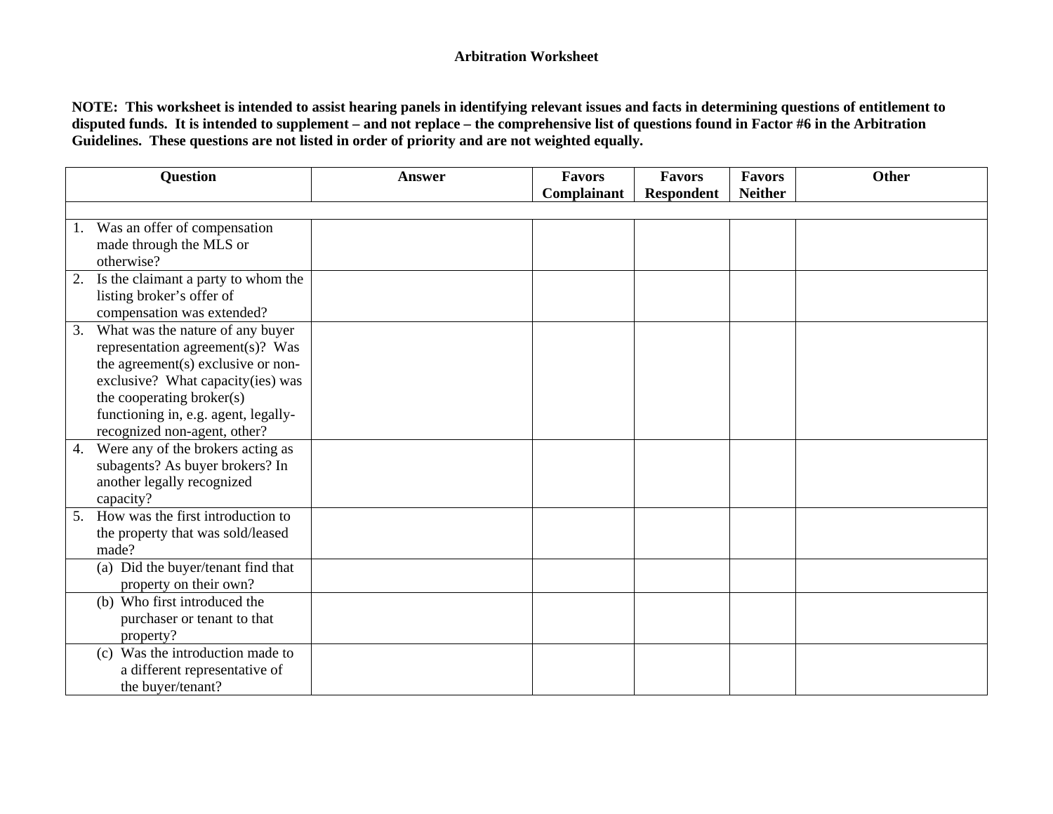# Arbitration Worksheet

**NOTE: This worksheet is intended to assist hearing panels in identifying relevant issues and facts in determining questions of entitlement to disputed funds. It is intended to supplement – and not replace – the comprehensive list of questions found in Factor #6 in the Arbitration Guidelines. These questions are not listed in order of priority and are not weighted equally.**

| Question | Answer | Favors Complainant | Favors Respondent | Favors Neither | Other |
|---|---|---|---|---|---|
| | | | | | |
| 1. Was an offer of compensation made through the MLS or otherwise? | | | | | |
| 2. Is the claimant a party to whom the listing broker's offer of compensation was extended? | | | | | |
| 3. What was the nature of any buyer representation agreement(s)? Was the agreement(s) exclusive or non-exclusive? What capacity(ies) was the cooperating broker(s) functioning in, e.g. agent, legally-recognized non-agent, other? | | | | | |
| 4. Were any of the brokers acting as subagents? As buyer brokers? In another legally recognized capacity? | | | | | |
| 5. How was the first introduction to the property that was sold/leased made? | | | | | |
| (a) Did the buyer/tenant find that property on their own? | | | | | |
| (b) Who first introduced the purchaser or tenant to that property? | | | | | |
| (c) Was the introduction made to a different representative of the buyer/tenant? | | | | | |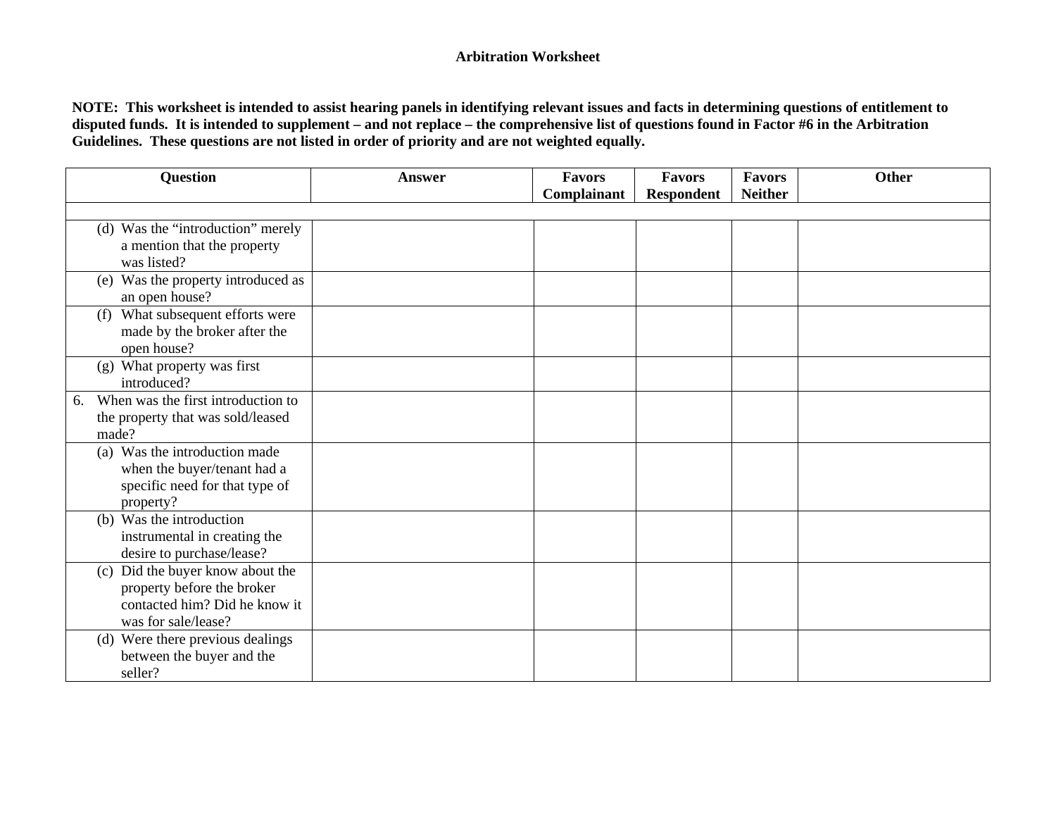**Arbitration Worksheet**

**NOTE: This worksheet is intended to assist hearing panels in identifying relevant issues and facts in determining questions of entitlement to disputed funds. It is intended to supplement – and not replace – the comprehensive list of questions found in Factor #6 in the Arbitration Guidelines. These questions are not listed in order of priority and are not weighted equally.**

| Question | Answer | Favors Complainant | Favors Respondent | Favors Neither | Other |
|---|---|---|---|---|---|
| | | | | | |
| (d) Was the "introduction" merely a mention that the property was listed? | | | | | |
| (e) Was the property introduced as an open house? | | | | | |
| (f) What subsequent efforts were made by the broker after the open house? | | | | | |
| (g) What property was first introduced? | | | | | |
| 6. When was the first introduction to the property that was sold/leased made? | | | | | |
| (a) Was the introduction made when the buyer/tenant had a specific need for that type of property? | | | | | |
| (b) Was the introduction instrumental in creating the desire to purchase/lease? | | | | | |
| (c) Did the buyer know about the property before the broker contacted him? Did he know it was for sale/lease? | | | | | |
| (d) Were there previous dealings between the buyer and the seller? | | | | | |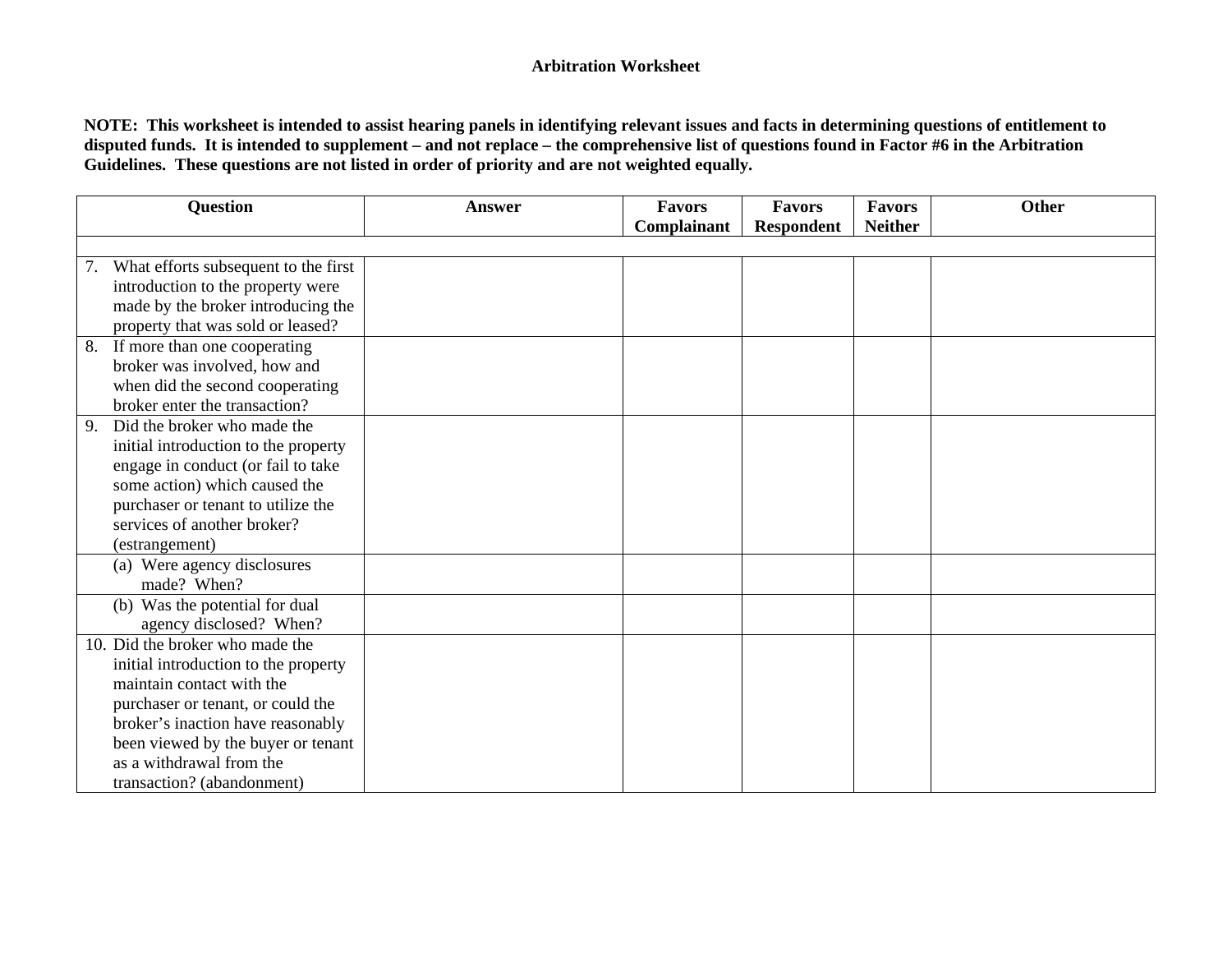**Arbitration Worksheet**

**NOTE: This worksheet is intended to assist hearing panels in identifying relevant issues and facts in determining questions of entitlement to disputed funds. It is intended to supplement – and not replace – the comprehensive list of questions found in Factor #6 in the Arbitration Guidelines. These questions are not listed in order of priority and are not weighted equally.**

| Question | Answer | Favors Complainant | Favors Respondent | Favors Neither | Other |
|---|---|---|---|---|---|
| | | | | | |
| 7. What efforts subsequent to the first introduction to the property were made by the broker introducing the property that was sold or leased? | | | | | |
| 8. If more than one cooperating broker was involved, how and when did the second cooperating broker enter the transaction? | | | | | |
| 9. Did the broker who made the initial introduction to the property engage in conduct (or fail to take some action) which caused the purchaser or tenant to utilize the services of another broker? (estrangement) | | | | | |
| (a) Were agency disclosures made? When? | | | | | |
| (b) Was the potential for dual agency disclosed? When? | | | | | |
| 10. Did the broker who made the initial introduction to the property maintain contact with the purchaser or tenant, or could the broker's inaction have reasonably been viewed by the buyer or tenant as a withdrawal from the transaction? (abandonment) | | | | | |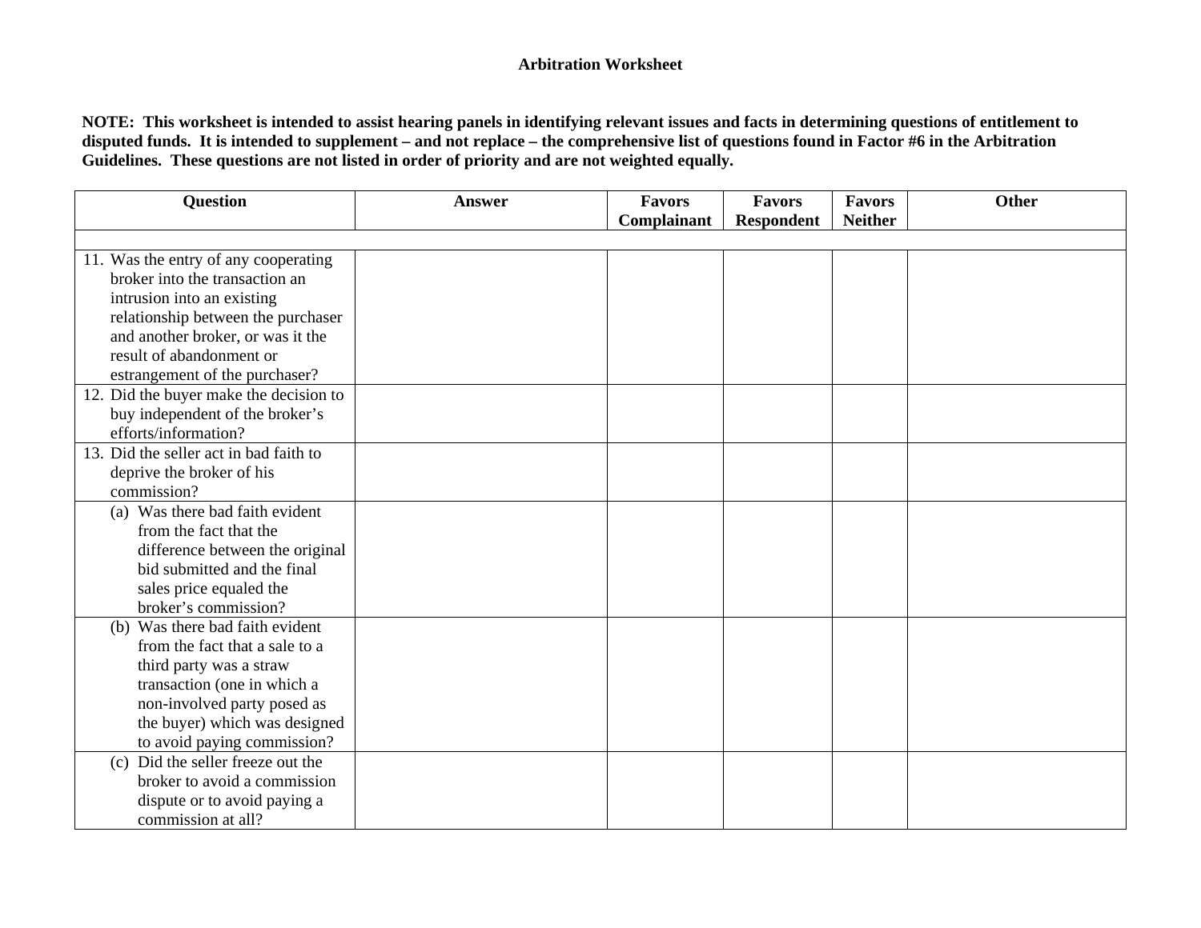**Arbitration Worksheet**

**NOTE: This worksheet is intended to assist hearing panels in identifying relevant issues and facts in determining questions of entitlement to disputed funds. It is intended to supplement – and not replace – the comprehensive list of questions found in Factor #6 in the Arbitration Guidelines. These questions are not listed in order of priority and are not weighted equally.**

| Question | Answer | Favors Complainant | Favors Respondent | Favors Neither | Other |
|---|---|---|---|---|---|
| | | | | | |
| 11. Was the entry of any cooperating broker into the transaction an intrusion into an existing relationship between the purchaser and another broker, or was it the result of abandonment or estrangement of the purchaser? | | | | | |
| 12. Did the buyer make the decision to buy independent of the broker's efforts/information? | | | | | |
| 13. Did the seller act in bad faith to deprive the broker of his commission? | | | | | |
| (a) Was there bad faith evident from the fact that the difference between the original bid submitted and the final sales price equaled the broker's commission? | | | | | |
| (b) Was there bad faith evident from the fact that a sale to a third party was a straw transaction (one in which a non-involved party posed as the buyer) which was designed to avoid paying commission? | | | | | |
| (c) Did the seller freeze out the broker to avoid a commission dispute or to avoid paying a commission at all? | | | | | |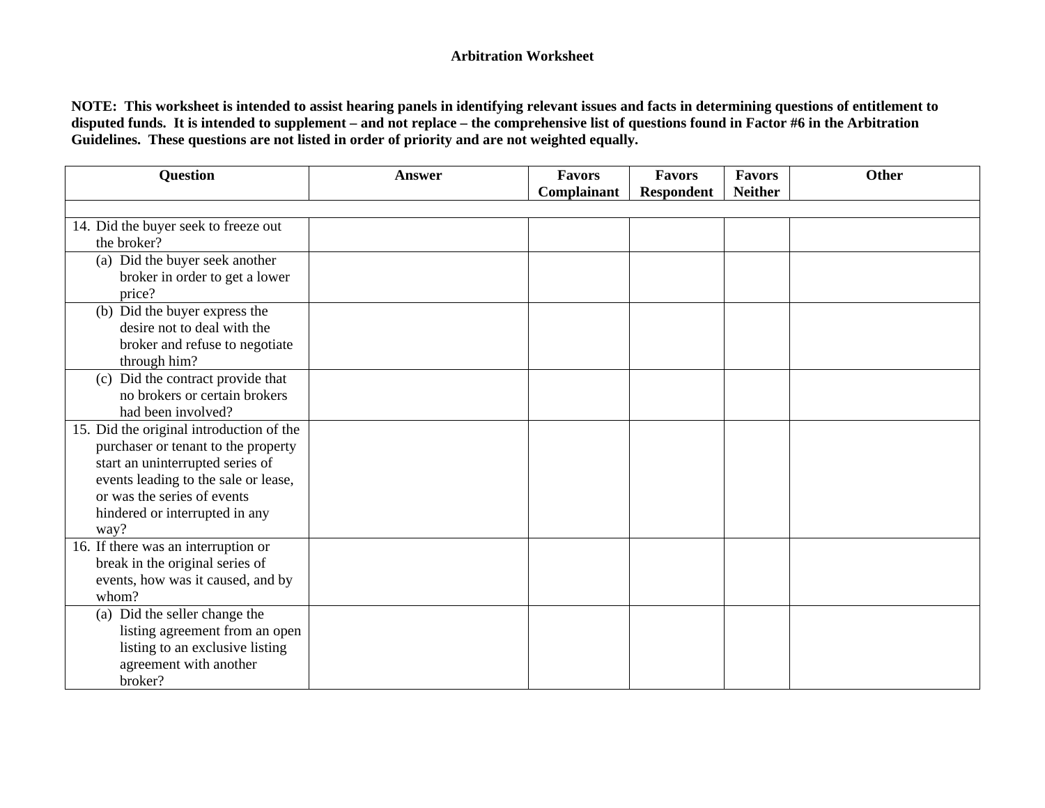**Arbitration Worksheet**

**NOTE: This worksheet is intended to assist hearing panels in identifying relevant issues and facts in determining questions of entitlement to disputed funds. It is intended to supplement – and not replace – the comprehensive list of questions found in Factor #6 in the Arbitration Guidelines. These questions are not listed in order of priority and are not weighted equally.**

| Question | Answer | Favors Complainant | Favors Respondent | Favors Neither | Other |
|---|---|---|---|---|---|
| | | | | | |
| 14. Did the buyer seek to freeze out the broker? | | | | | |
| (a) Did the buyer seek another broker in order to get a lower price? | | | | | |
| (b) Did the buyer express the desire not to deal with the broker and refuse to negotiate through him? | | | | | |
| (c) Did the contract provide that no brokers or certain brokers had been involved? | | | | | |
| 15. Did the original introduction of the purchaser or tenant to the property start an uninterrupted series of events leading to the sale or lease, or was the series of events hindered or interrupted in any way? | | | | | |
| 16. If there was an interruption or break in the original series of events, how was it caused, and by whom? | | | | | |
| (a) Did the seller change the listing agreement from an open listing to an exclusive listing agreement with another broker? | | | | | |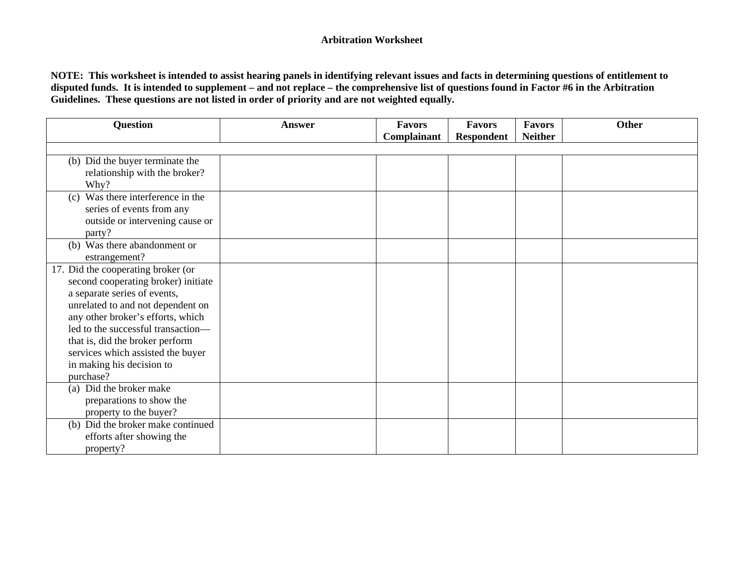**Arbitration Worksheet**

**NOTE: This worksheet is intended to assist hearing panels in identifying relevant issues and facts in determining questions of entitlement to disputed funds. It is intended to supplement – and not replace – the comprehensive list of questions found in Factor #6 in the Arbitration Guidelines. These questions are not listed in order of priority and are not weighted equally.**

| Question | Answer | Favors Complainant | Favors Respondent | Favors Neither | Other |
|---|---|---|---|---|---|
| | | | | | |
| (b) Did the buyer terminate the relationship with the broker? Why? | | | | | |
| (c) Was there interference in the series of events from any outside or intervening cause or party? | | | | | |
| (b) Was there abandonment or estrangement? | | | | | |
| 17. Did the cooperating broker (or second cooperating broker) initiate a separate series of events, unrelated to and not dependent on any other broker's efforts, which led to the successful transaction—that is, did the broker perform services which assisted the buyer in making his decision to purchase? | | | | | |
| (a) Did the broker make preparations to show the property to the buyer? | | | | | |
| (b) Did the broker make continued efforts after showing the property? | | | | | |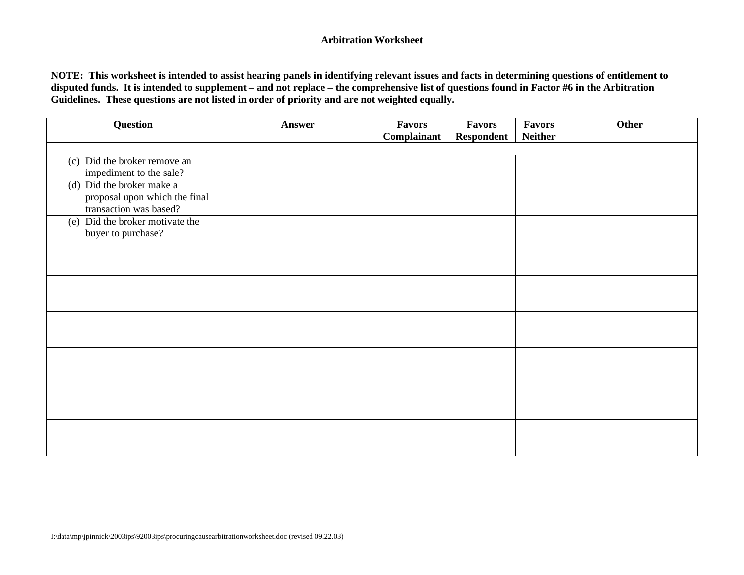**Arbitration Worksheet**

**NOTE: This worksheet is intended to assist hearing panels in identifying relevant issues and facts in determining questions of entitlement to disputed funds. It is intended to supplement – and not replace – the comprehensive list of questions found in Factor #6 in the Arbitration Guidelines. These questions are not listed in order of priority and are not weighted equally.**

| Question | Answer | Favors Complainant | Favors Respondent | Favors Neither | Other |
|---|---|---|---|---|---|
| | | | | | |
| (c) Did the broker remove an impediment to the sale? | | | | | |
| (d) Did the broker make a proposal upon which the final transaction was based? | | | | | |
| (e) Did the broker motivate the buyer to purchase? | | | | | |
| | | | | | |
| | | | | | |
| | | | | | |
| | | | | | |
| | | | | | |
| | | | | | |

I:\data\mp\jpinnick\2003ips\92003ips\procuringcausearbitrationworksheet.doc (revised 09.22.03)